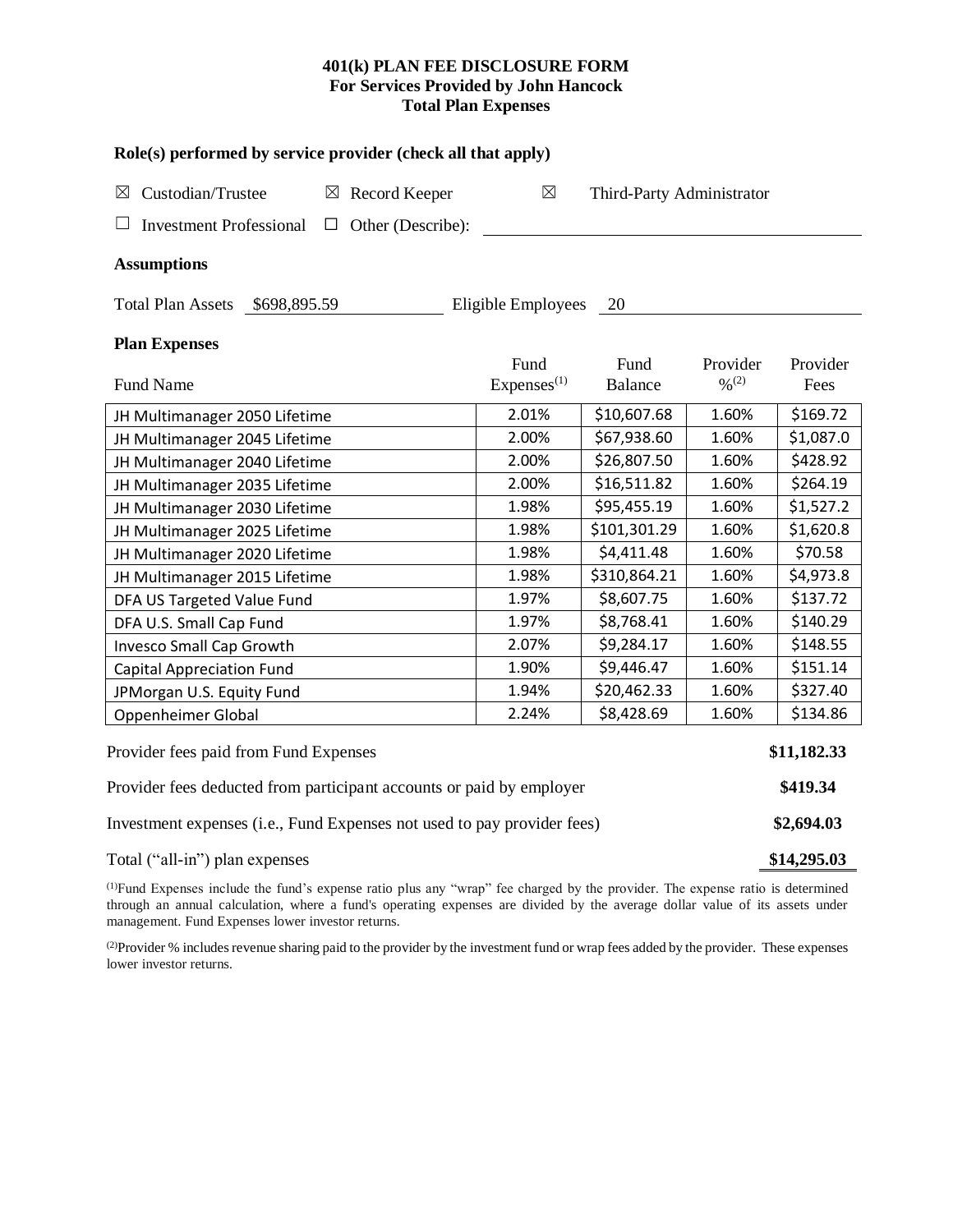**401(k) PLAN FEE DISCLOSURE FORM**
**For Services Provided by John Hancock**
**Total Plan Expenses**

**Role(s) performed by service provider (check all that apply)**

☒ Custodian/Trustee ☒ Record Keeper ☒ Third-Party Administrator

☐ Investment Professional ☐ Other (Describe): ______________________

**Assumptions**

Total Plan Assets $698,895.59 Eligible Employees 20

**Plan Expenses**

| Fund Name | Fund Expenses[(1)] | Fund Balance | Provider %[(2)] | Provider Fees |
|---|---|---|---|---|
| JH Multimanager 2050 Lifetime | 2.01% | $10,607.68 | 1.60% | $169.72 |
| JH Multimanager 2045 Lifetime | 2.00% | $67,938.60 | 1.60% | $1,087.0 |
| JH Multimanager 2040 Lifetime | 2.00% | $26,807.50 | 1.60% | $428.92 |
| JH Multimanager 2035 Lifetime | 2.00% | $16,511.82 | 1.60% | $264.19 |
| JH Multimanager 2030 Lifetime | 1.98% | $95,455.19 | 1.60% | $1,527.2 |
| JH Multimanager 2025 Lifetime | 1.98% | $101,301.29 | 1.60% | $1,620.8 |
| JH Multimanager 2020 Lifetime | 1.98% | $4,411.48 | 1.60% | $70.58 |
| JH Multimanager 2015 Lifetime | 1.98% | $310,864.21 | 1.60% | $4,973.8 |
| DFA US Targeted Value Fund | 1.97% | $8,607.75 | 1.60% | $137.72 |
| DFA U.S. Small Cap Fund | 1.97% | $8,768.41 | 1.60% | $140.29 |
| Invesco Small Cap Growth | 2.07% | $9,284.17 | 1.60% | $148.55 |
| Capital Appreciation Fund | 1.90% | $9,446.47 | 1.60% | $151.14 |
| JPMorgan U.S. Equity Fund | 1.94% | $20,462.33 | 1.60% | $327.40 |
| Oppenheimer Global | 2.24% | $8,428.69 | 1.60% | $134.86 |

| | |
|---|---|
| Provider fees paid from Fund Expenses | **$11,182.33** |
| Provider fees deducted from participant accounts or paid by employer | **$419.34** |
| Investment expenses (i.e., Fund Expenses not used to pay provider fees) | **$2,694.03** |
| Total ("all-in") plan expenses | **$14,295.03** |

[(1)]Fund Expenses include the fund's expense ratio plus any "wrap" fee charged by the provider. The expense ratio is determined through an annual calculation, where a fund's operating expenses are divided by the average dollar value of its assets under management. Fund Expenses lower investor returns.

[(2)]Provider % includes revenue sharing paid to the provider by the investment fund or wrap fees added by the provider. These expenses lower investor returns.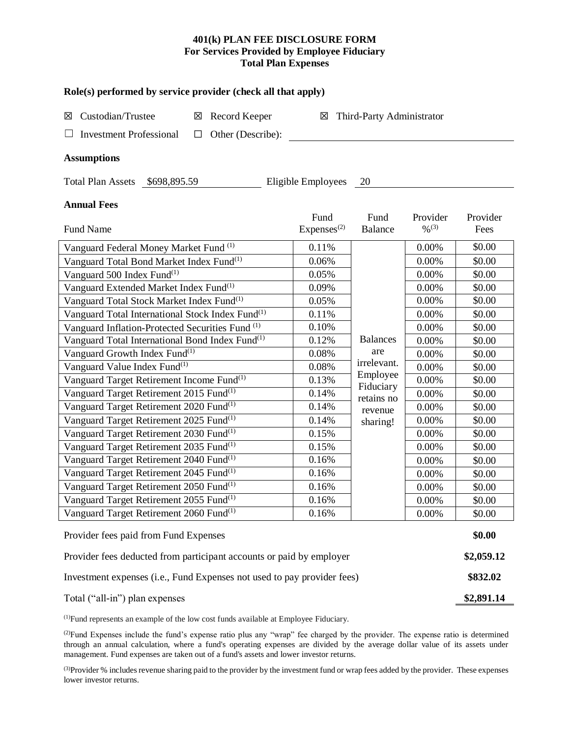**401(k) PLAN FEE DISCLOSURE FORM**
**For Services Provided by Employee Fiduciary**
**Total Plan Expenses**

### Role(s) performed by service provider (check all that apply)

☒ Custodian/Trustee ☒ Record Keeper ☒ Third-Party Administrator

☐ Investment Professional ☐ Other (Describe):

### Assumptions

Total Plan Assets $698,895.59 Eligible Employees 20

### Annual Fees

| Fund Name | Fund Expenses[2] | Fund Balance | Provider %[3] | Provider Fees |
|---|---|---|---|---|
| Vanguard Federal Money Market Fund [1] | 0.11% | Balances are irrelevant. Employee Fiduciary retains no revenue sharing! | 0.00% | $0.00 |
| Vanguard Total Bond Market Index Fund[1] | 0.06% | | 0.00% | $0.00 |
| Vanguard 500 Index Fund[1] | 0.05% | | 0.00% | $0.00 |
| Vanguard Extended Market Index Fund[1] | 0.09% | | 0.00% | $0.00 |
| Vanguard Total Stock Market Index Fund[1] | 0.05% | | 0.00% | $0.00 |
| Vanguard Total International Stock Index Fund[1] | 0.11% | | 0.00% | $0.00 |
| Vanguard Inflation-Protected Securities Fund [1] | 0.10% | | 0.00% | $0.00 |
| Vanguard Total International Bond Index Fund[1] | 0.12% | | 0.00% | $0.00 |
| Vanguard Growth Index Fund[1] | 0.08% | | 0.00% | $0.00 |
| Vanguard Value Index Fund[1] | 0.08% | | 0.00% | $0.00 |
| Vanguard Target Retirement Income Fund[1] | 0.13% | | 0.00% | $0.00 |
| Vanguard Target Retirement 2015 Fund[1] | 0.14% | | 0.00% | $0.00 |
| Vanguard Target Retirement 2020 Fund[1] | 0.14% | | 0.00% | $0.00 |
| Vanguard Target Retirement 2025 Fund[1] | 0.14% | | 0.00% | $0.00 |
| Vanguard Target Retirement 2030 Fund[1] | 0.15% | | 0.00% | $0.00 |
| Vanguard Target Retirement 2035 Fund[1] | 0.15% | | 0.00% | $0.00 |
| Vanguard Target Retirement 2040 Fund[1] | 0.16% | | 0.00% | $0.00 |
| Vanguard Target Retirement 2045 Fund[1] | 0.16% | | 0.00% | $0.00 |
| Vanguard Target Retirement 2050 Fund[1] | 0.16% | | 0.00% | $0.00 |
| Vanguard Target Retirement 2055 Fund[1] | 0.16% | | 0.00% | $0.00 |
| Vanguard Target Retirement 2060 Fund[1] | 0.16% | | 0.00% | $0.00 |

| | |
|---|---|
| Provider fees paid from Fund Expenses | **$0.00** |
| Provider fees deducted from participant accounts or paid by employer | **$2,059.12** |
| Investment expenses (i.e., Fund Expenses not used to pay provider fees) | **$832.02** |
| Total ("all-in") plan expenses | **$2,891.14** |

[1]Fund represents an example of the low cost funds available at Employee Fiduciary.

[2]Fund Expenses include the fund's expense ratio plus any "wrap" fee charged by the provider. The expense ratio is determined through an annual calculation, where a fund's operating expenses are divided by the average dollar value of its assets under management. Fund expenses are taken out of a fund's assets and lower investor returns.

[3]Provider % includes revenue sharing paid to the provider by the investment fund or wrap fees added by the provider. These expenses lower investor returns.